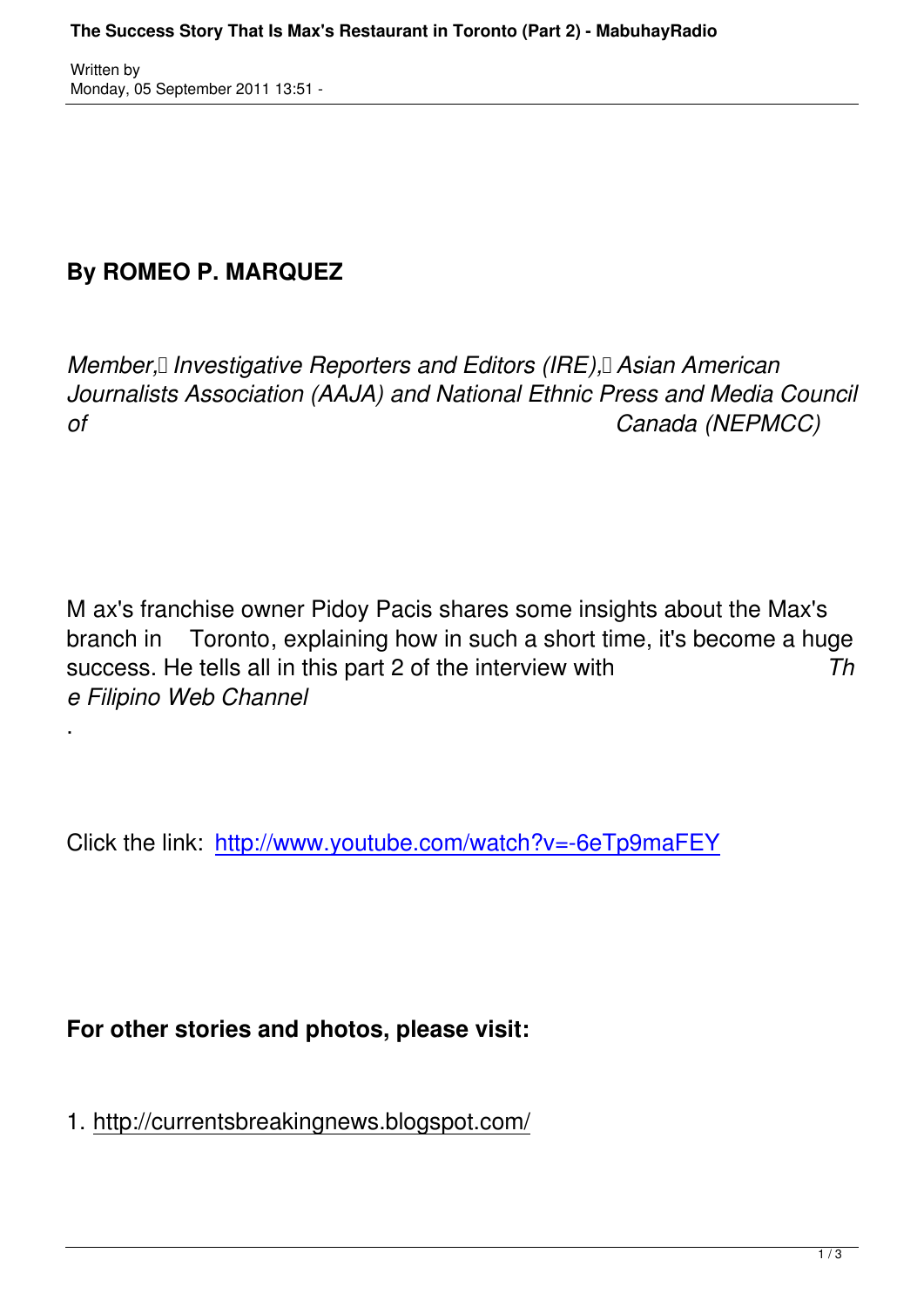**By ROMEO P. MARQUEZ**

*Member, Investigative Reporters and Editors (IRE), Asian American Journalists Association (AAJA) and National Ethnic Press and Media Council of Canada (NEPMCC)*

Max's franchise owner Pidoy Pacis shares some insights about the Max's branch in Toronto, explaining how in such a short time, it's become a huge success. He tells all in this part 2 of the interview with *The Filipino Web Channel*.

Click the link: http://www.youtube.com/watch?v=-6eTp9maFEY

**For other stories and photos, please visit:**

1. http://currentsbreakingnews.blogspot.com/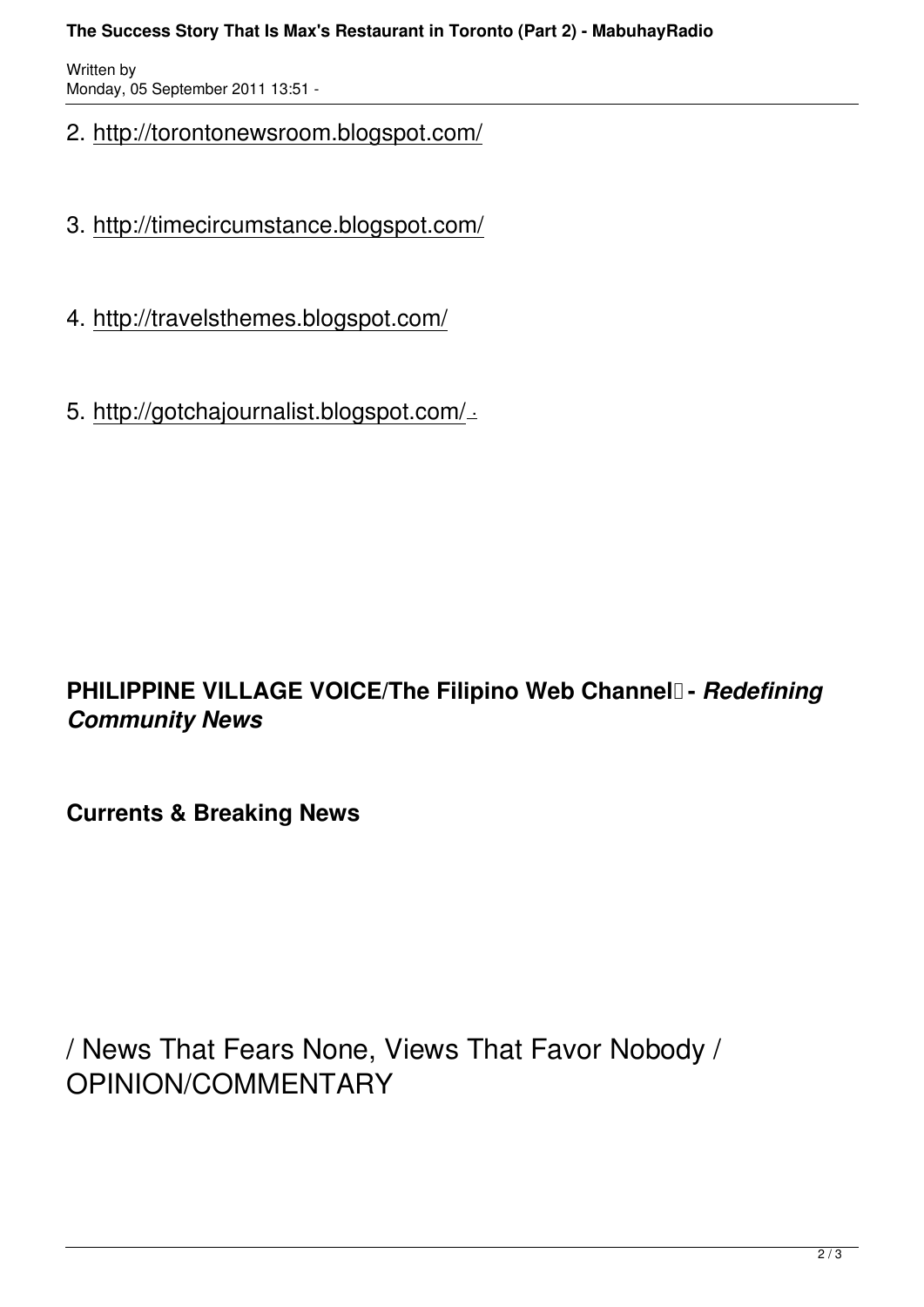2. http://torontonewsroom.blogspot.com/

3. http://timecircumstance.blogspot.com/

4. http://travelsthemes.blogspot.com/

5. http://gotchajournalist.blogspot.com/ -

**PHILIPPINE VILLAGE VOICE/The Filipino Web Channel - *Redefining Community News***

**Currents & Breaking News**

/ News That Fears None, Views That Favor Nobody / OPINION/COMMENTARY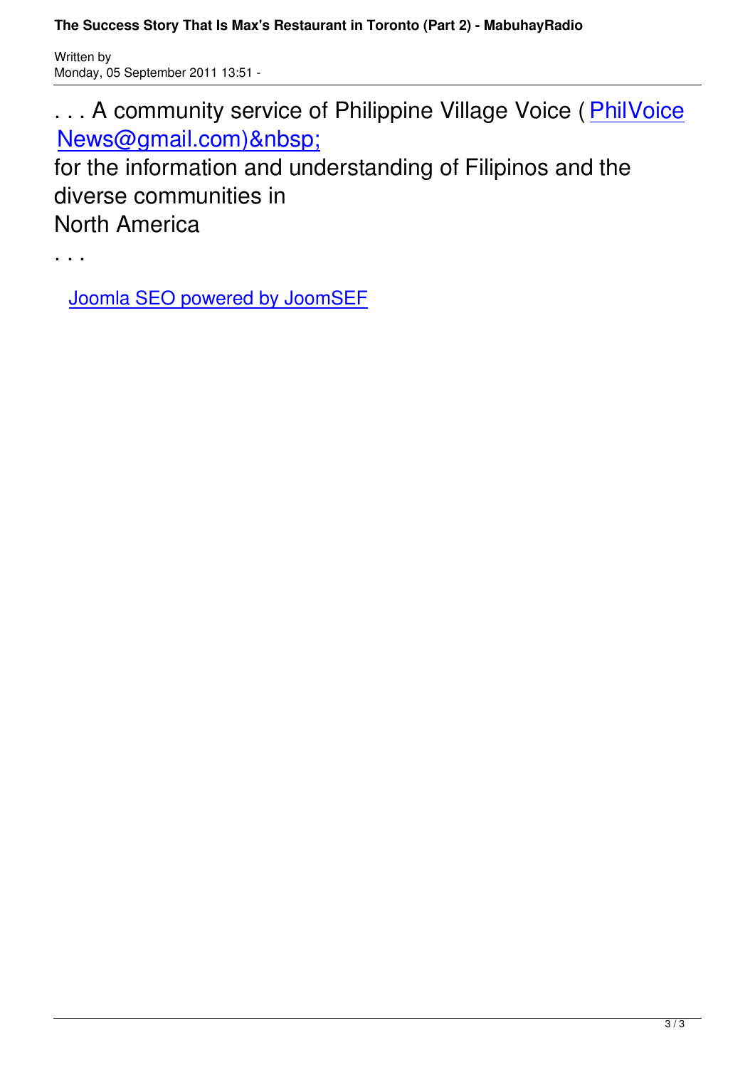. . . A community service of Philippine Village Voice ( PhilVoice News@gmail.com)&nbsp;
for the information and understanding of Filipinos and the diverse communities in
North America

. . .

Joomla SEO powered by JoomSEF